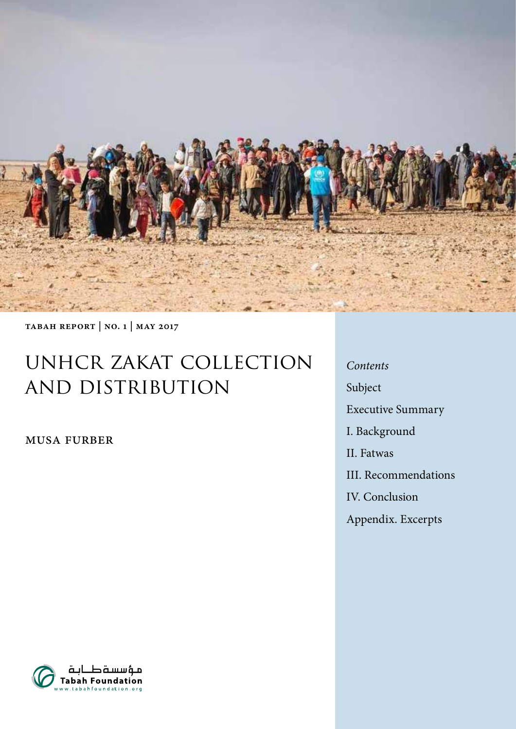TABAH REPORT | NO. 1 | MAY 2017

# UNHCR ZAKAT COLLECTION AND DISTRIBUTION

MUSA FURBER

*Contents*

Subject

Executive Summary

I. Background

II. Fatwas

III. Recommendations

IV. Conclusion

Appendix. Excerpts

مؤسسة طابة
Tabah Foundation
www.tabahfoundation.org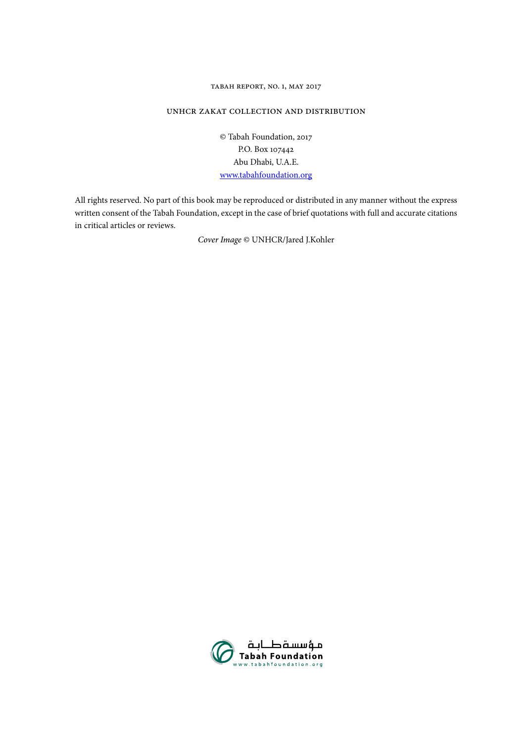TABAH REPORT, NO. 1, MAY 2017

UNHCR ZAKAT COLLECTION AND DISTRIBUTION

© Tabah Foundation, 2017
P.O. Box 107442
Abu Dhabi, U.A.E.
www.tabahfoundation.org

All rights reserved. No part of this book may be reproduced or distributed in any manner without the express written consent of the Tabah Foundation, except in the case of brief quotations with full and accurate citations in critical articles or reviews.

*Cover Image* © UNHCR/Jared J.Kohler

مؤسسة طابة
Tabah Foundation
www.tabahfoundation.org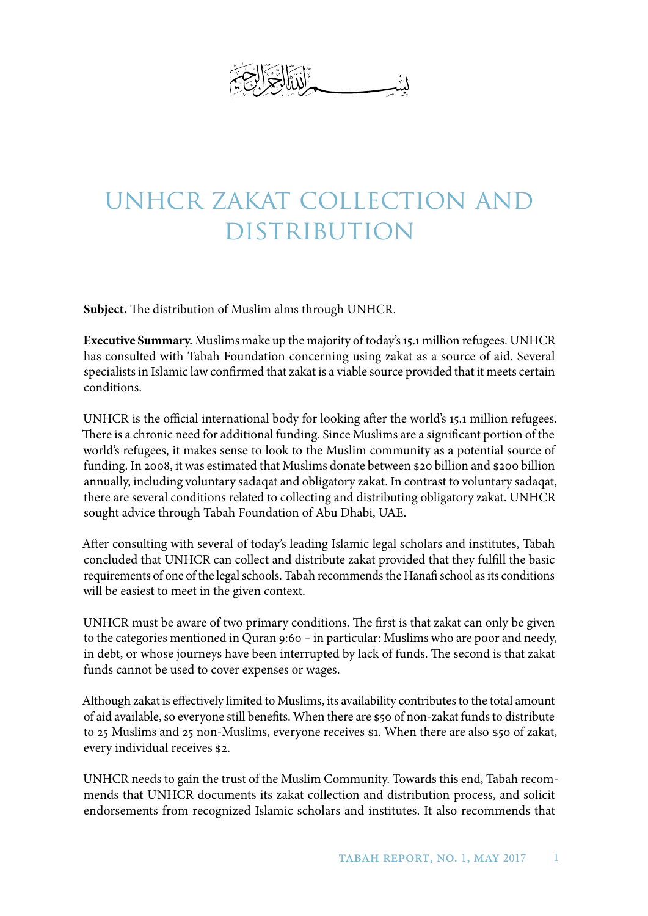بِسۡمِ ٱللَّهِ ٱلرَّحۡمَٰنِ ٱلرَّحِيمِ

# UNHCR ZAKAT COLLECTION AND DISTRIBUTION

**Subject.** The distribution of Muslim alms through UNHCR.

**Executive Summary.** Muslims make up the majority of today's 15.1 million refugees. UNHCR has consulted with Tabah Foundation concerning using zakat as a source of aid. Several specialists in Islamic law confirmed that zakat is a viable source provided that it meets certain conditions.

UNHCR is the official international body for looking after the world's 15.1 million refugees. There is a chronic need for additional funding. Since Muslims are a significant portion of the world's refugees, it makes sense to look to the Muslim community as a potential source of funding. In 2008, it was estimated that Muslims donate between $20 billion and $200 billion annually, including voluntary sadaqat and obligatory zakat. In contrast to voluntary sadaqat, there are several conditions related to collecting and distributing obligatory zakat. UNHCR sought advice through Tabah Foundation of Abu Dhabi, UAE.

After consulting with several of today's leading Islamic legal scholars and institutes, Tabah concluded that UNHCR can collect and distribute zakat provided that they fulfill the basic requirements of one of the legal schools. Tabah recommends the Hanafi school as its conditions will be easiest to meet in the given context.

UNHCR must be aware of two primary conditions. The first is that zakat can only be given to the categories mentioned in Quran 9:60 – in particular: Muslims who are poor and needy, in debt, or whose journeys have been interrupted by lack of funds. The second is that zakat funds cannot be used to cover expenses or wages.

Although zakat is effectively limited to Muslims, its availability contributes to the total amount of aid available, so everyone still benefits. When there are $50 of non-zakat funds to distribute to 25 Muslims and 25 non-Muslims, everyone receives $1. When there are also $50 of zakat, every individual receives $2.

UNHCR needs to gain the trust of the Muslim Community. Towards this end, Tabah recommends that UNHCR documents its zakat collection and distribution process, and solicit endorsements from recognized Islamic scholars and institutes. It also recommends that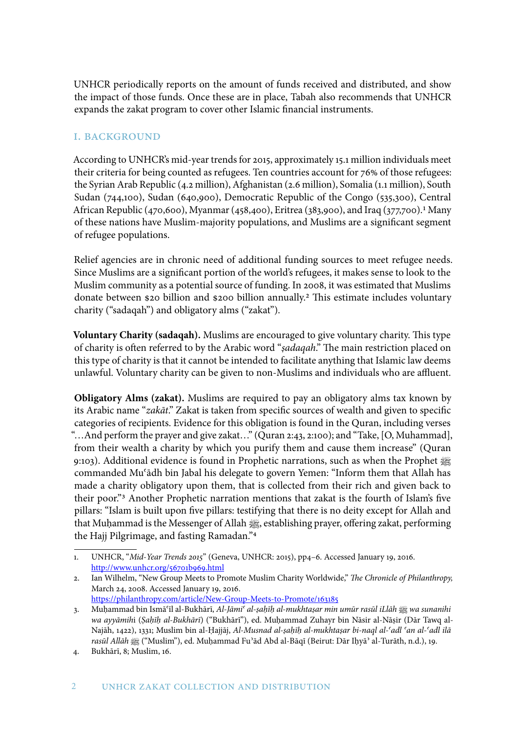UNHCR periodically reports on the amount of funds received and distributed, and show the impact of those funds. Once these are in place, Tabah also recommends that UNHCR expands the zakat program to cover other Islamic financial instruments.

## I. BACKGROUND

According to UNHCR's mid-year trends for 2015, approximately 15.1 million individuals meet their criteria for being counted as refugees. Ten countries account for 76% of those refugees: the Syrian Arab Republic (4.2 million), Afghanistan (2.6 million), Somalia (1.1 million), South Sudan (744,100), Sudan (640,900), Democratic Republic of the Congo (535,300), Central African Republic (470,600), Myanmar (458,400), Eritrea (383,900), and Iraq (377,700).[1] Many of these nations have Muslim-majority populations, and Muslims are a significant segment of refugee populations.

Relief agencies are in chronic need of additional funding sources to meet refugee needs. Since Muslims are a significant portion of the world's refugees, it makes sense to look to the Muslim community as a potential source of funding. In 2008, it was estimated that Muslims donate between $20 billion and $200 billion annually.[2] This estimate includes voluntary charity ("sadaqah") and obligatory alms ("zakat").

**Voluntary Charity (sadaqah).** Muslims are encouraged to give voluntary charity. This type of charity is often referred to by the Arabic word "*ṣadaqah*." The main restriction placed on this type of charity is that it cannot be intended to facilitate anything that Islamic law deems unlawful. Voluntary charity can be given to non-Muslims and individuals who are affluent.

**Obligatory Alms (zakat).** Muslims are required to pay an obligatory alms tax known by its Arabic name "*zakāt*." Zakat is taken from specific sources of wealth and given to specific categories of recipients. Evidence for this obligation is found in the Quran, including verses "…And perform the prayer and give zakat…" (Quran 2:43, 2:100); and "Take, [O, Muhammad], from their wealth a charity by which you purify them and cause them increase" (Quran 9:103). Additional evidence is found in Prophetic narrations, such as when the Prophet ﷺ commanded Muʿādh bin Jabal his delegate to govern Yemen: "Inform them that Allah has made a charity obligatory upon them, that is collected from their rich and given back to their poor."[3] Another Prophetic narration mentions that zakat is the fourth of Islam's five pillars: "Islam is built upon five pillars: testifying that there is no deity except for Allah and that Muḥammad is the Messenger of Allah ﷺ, establishing prayer, offering zakat, performing the Hajj Pilgrimage, and fasting Ramadan."[4]

---

1. UNHCR, "*Mid-Year Trends 2015*" (Geneva, UNHCR: 2015), pp4–6. Accessed January 19, 2016. http://www.unhcr.org/56701b969.html
2. Ian Wilhelm, "New Group Meets to Promote Muslim Charity Worldwide," *The Chronicle of Philanthropy*, March 24, 2008. Accessed January 19, 2016. https://philanthropy.com/article/New-Group-Meets-to-Promote/163185
3. Muḥammad bin Ismāʿīl al-Bukhārī, *Al-Jāmiʿ al-ṣaḥīḥ al-mukhtaṣar min umūr rasūl iLlāh ﷺ wa sunanihi wa ayyāmihi* (*Ṣaḥīḥ al-Bukhārī*) ("Bukhārī"), ed. Muḥammad Zuhayr bin Nāsir al-Nāṣir (Dār Tawq al-Najāh, 1422), 1331; Muslim bin al-Ḥajjāj, *Al-Musnad al-ṣaḥīḥ al-mukhtaṣar bi-naql al-ʿadl ʿan al-ʿadl ilā rasūl Allāh ﷺ* ("Muslim"), ed. Muḥammad Fuʾād Abd al-Bāqī (Beirut: Dār Iḥyāʾ al-Turāth, n.d.), 19.
4. Bukhārī, 8; Muslim, 16.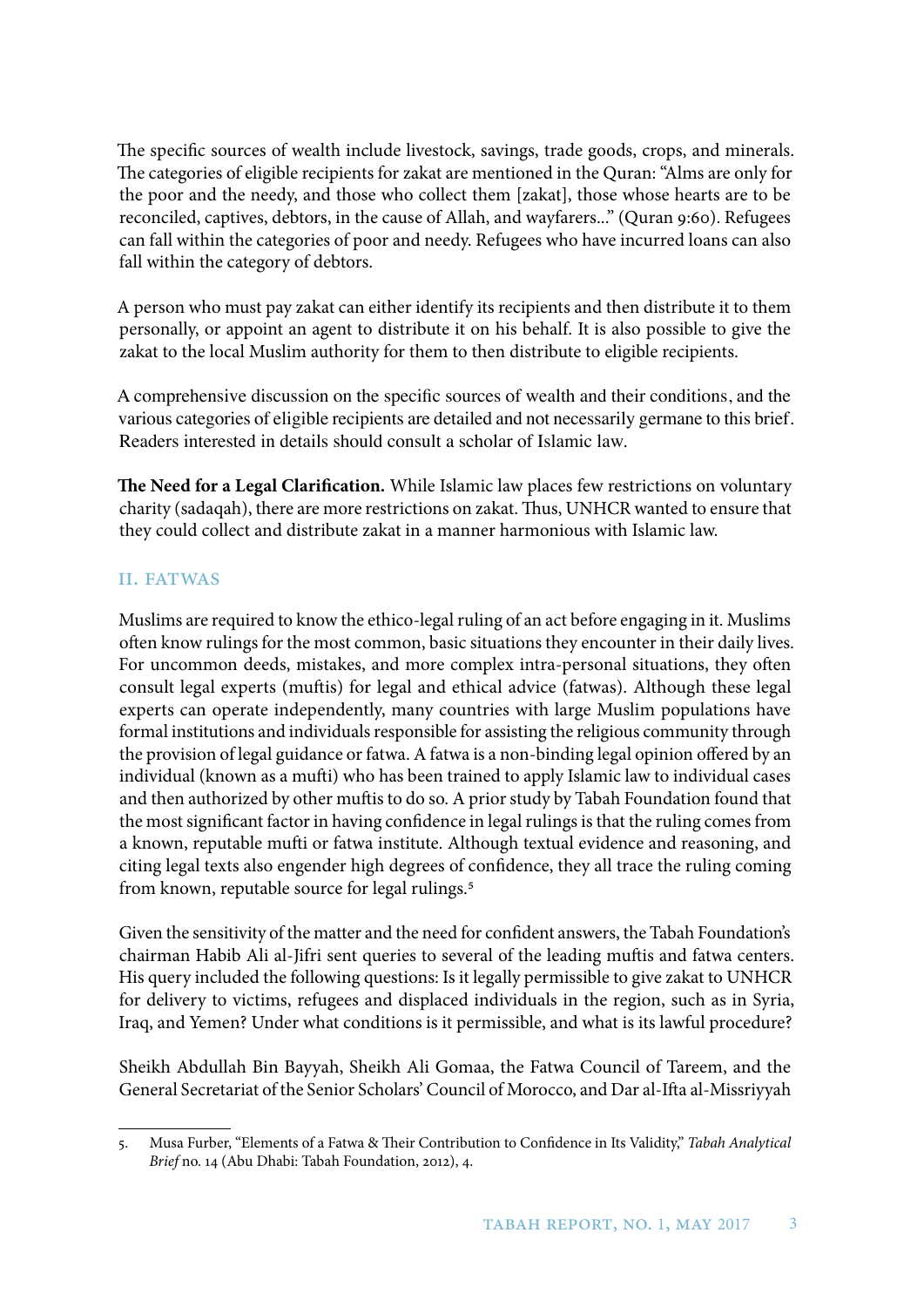The specific sources of wealth include livestock, savings, trade goods, crops, and minerals. The categories of eligible recipients for zakat are mentioned in the Quran: "Alms are only for the poor and the needy, and those who collect them [zakat], those whose hearts are to be reconciled, captives, debtors, in the cause of Allah, and wayfarers..." (Quran 9:60). Refugees can fall within the categories of poor and needy. Refugees who have incurred loans can also fall within the category of debtors.

A person who must pay zakat can either identify its recipients and then distribute it to them personally, or appoint an agent to distribute it on his behalf. It is also possible to give the zakat to the local Muslim authority for them to then distribute to eligible recipients.

A comprehensive discussion on the specific sources of wealth and their conditions, and the various categories of eligible recipients are detailed and not necessarily germane to this brief. Readers interested in details should consult a scholar of Islamic law.

**The Need for a Legal Clarification.** While Islamic law places few restrictions on voluntary charity (sadaqah), there are more restrictions on zakat. Thus, UNHCR wanted to ensure that they could collect and distribute zakat in a manner harmonious with Islamic law.

## II. Fatwas

Muslims are required to know the ethico-legal ruling of an act before engaging in it. Muslims often know rulings for the most common, basic situations they encounter in their daily lives. For uncommon deeds, mistakes, and more complex intra-personal situations, they often consult legal experts (muftis) for legal and ethical advice (fatwas). Although these legal experts can operate independently, many countries with large Muslim populations have formal institutions and individuals responsible for assisting the religious community through the provision of legal guidance or fatwa. A fatwa is a non-binding legal opinion offered by an individual (known as a mufti) who has been trained to apply Islamic law to individual cases and then authorized by other muftis to do so. A prior study by Tabah Foundation found that the most significant factor in having confidence in legal rulings is that the ruling comes from a known, reputable mufti or fatwa institute. Although textual evidence and reasoning, and citing legal texts also engender high degrees of confidence, they all trace the ruling coming from known, reputable source for legal rulings.[5]

Given the sensitivity of the matter and the need for confident answers, the Tabah Foundation's chairman Habib Ali al-Jifri sent queries to several of the leading muftis and fatwa centers. His query included the following questions: Is it legally permissible to give zakat to UNHCR for delivery to victims, refugees and displaced individuals in the region, such as in Syria, Iraq, and Yemen? Under what conditions is it permissible, and what is its lawful procedure?

Sheikh Abdullah Bin Bayyah, Sheikh Ali Gomaa, the Fatwa Council of Tareem, and the General Secretariat of the Senior Scholars' Council of Morocco, and Dar al-Ifta al-Missriyyah

---

5. Musa Furber, "Elements of a Fatwa & Their Contribution to Confidence in Its Validity," *Tabah Analytical Brief* no. 14 (Abu Dhabi: Tabah Foundation, 2012), 4.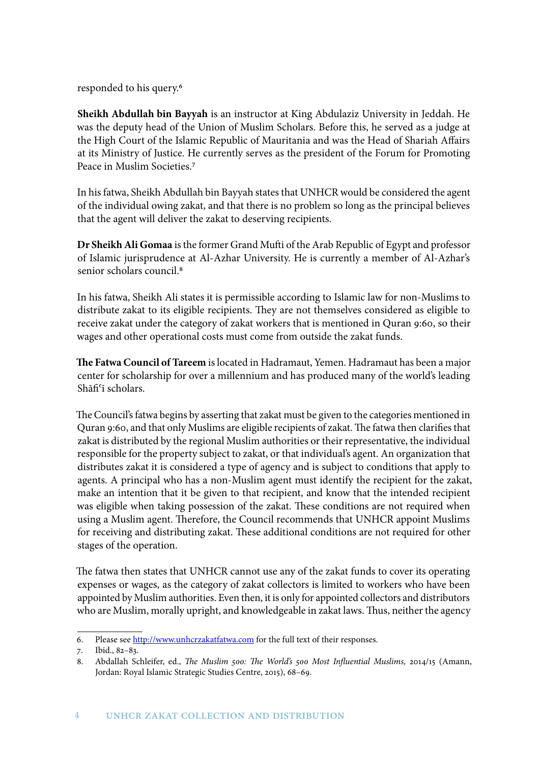responded to his query.[6]

**Sheikh Abdullah bin Bayyah** is an instructor at King Abdulaziz University in Jeddah. He was the deputy head of the Union of Muslim Scholars. Before this, he served as a judge at the High Court of the Islamic Republic of Mauritania and was the Head of Shariah Affairs at its Ministry of Justice. He currently serves as the president of the Forum for Promoting Peace in Muslim Societies.[7]

In his fatwa, Sheikh Abdullah bin Bayyah states that UNHCR would be considered the agent of the individual owing zakat, and that there is no problem so long as the principal believes that the agent will deliver the zakat to deserving recipients.

**Dr Sheikh Ali Gomaa** is the former Grand Mufti of the Arab Republic of Egypt and professor of Islamic jurisprudence at Al-Azhar University. He is currently a member of Al-Azhar's senior scholars council.[8]

In his fatwa, Sheikh Ali states it is permissible according to Islamic law for non-Muslims to distribute zakat to its eligible recipients. They are not themselves considered as eligible to receive zakat under the category of zakat workers that is mentioned in Quran 9:60, so their wages and other operational costs must come from outside the zakat funds.

**The Fatwa Council of Tareem** is located in Hadramaut, Yemen. Hadramaut has been a major center for scholarship for over a millennium and has produced many of the world's leading Shāfiʿī scholars.

The Council's fatwa begins by asserting that zakat must be given to the categories mentioned in Quran 9:60, and that only Muslims are eligible recipients of zakat. The fatwa then clarifies that zakat is distributed by the regional Muslim authorities or their representative, the individual responsible for the property subject to zakat, or that individual's agent. An organization that distributes zakat it is considered a type of agency and is subject to conditions that apply to agents. A principal who has a non-Muslim agent must identify the recipient for the zakat, make an intention that it be given to that recipient, and know that the intended recipient was eligible when taking possession of the zakat. These conditions are not required when using a Muslim agent. Therefore, the Council recommends that UNHCR appoint Muslims for receiving and distributing zakat. These additional conditions are not required for other stages of the operation.

The fatwa then states that UNHCR cannot use any of the zakat funds to cover its operating expenses or wages, as the category of zakat collectors is limited to workers who have been appointed by Muslim authorities. Even then, it is only for appointed collectors and distributors who are Muslim, morally upright, and knowledgeable in zakat laws. Thus, neither the agency

---

6. Please see http://www.unhcrzakatfatwa.com for the full text of their responses.
7. Ibid., 82–83.
8. Abdallah Schleifer, ed., *The Muslim 500: The World's 500 Most Influential Muslims,* 2014/15 (Amann, Jordan: Royal Islamic Strategic Studies Centre, 2015), 68–69.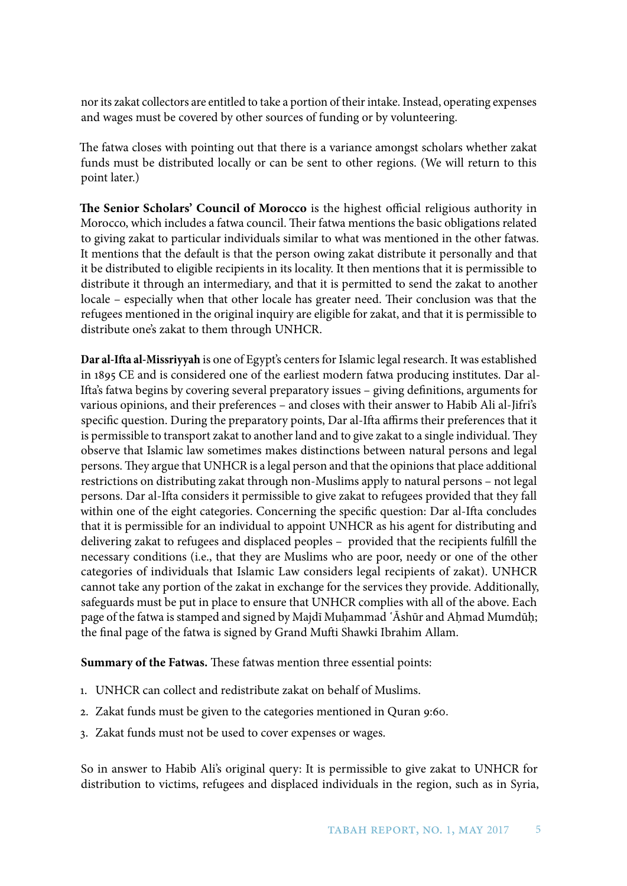nor its zakat collectors are entitled to take a portion of their intake. Instead, operating expenses and wages must be covered by other sources of funding or by volunteering.

The fatwa closes with pointing out that there is a variance amongst scholars whether zakat funds must be distributed locally or can be sent to other regions. (We will return to this point later.)

**The Senior Scholars' Council of Morocco** is the highest official religious authority in Morocco, which includes a fatwa council. Their fatwa mentions the basic obligations related to giving zakat to particular individuals similar to what was mentioned in the other fatwas. It mentions that the default is that the person owing zakat distribute it personally and that it be distributed to eligible recipients in its locality. It then mentions that it is permissible to distribute it through an intermediary, and that it is permitted to send the zakat to another locale – especially when that other locale has greater need. Their conclusion was that the refugees mentioned in the original inquiry are eligible for zakat, and that it is permissible to distribute one's zakat to them through UNHCR.

**Dar al-Ifta al-Missriyyah** is one of Egypt's centers for Islamic legal research. It was established in 1895 CE and is considered one of the earliest modern fatwa producing institutes. Dar al-Ifta's fatwa begins by covering several preparatory issues – giving definitions, arguments for various opinions, and their preferences – and closes with their answer to Habib Ali al-Jifri's specific question. During the preparatory points, Dar al-Ifta affirms their preferences that it is permissible to transport zakat to another land and to give zakat to a single individual. They observe that Islamic law sometimes makes distinctions between natural persons and legal persons. They argue that UNHCR is a legal person and that the opinions that place additional restrictions on distributing zakat through non-Muslims apply to natural persons – not legal persons. Dar al-Ifta considers it permissible to give zakat to refugees provided that they fall within one of the eight categories. Concerning the specific question: Dar al-Ifta concludes that it is permissible for an individual to appoint UNHCR as his agent for distributing and delivering zakat to refugees and displaced peoples – provided that the recipients fulfill the necessary conditions (i.e., that they are Muslims who are poor, needy or one of the other categories of individuals that Islamic Law considers legal recipients of zakat). UNHCR cannot take any portion of the zakat in exchange for the services they provide. Additionally, safeguards must be put in place to ensure that UNHCR complies with all of the above. Each page of the fatwa is stamped and signed by Majdī Muḥammad ʿĀshūr and Aḥmad Mumdūḥ; the final page of the fatwa is signed by Grand Mufti Shawki Ibrahim Allam.

**Summary of the Fatwas.** These fatwas mention three essential points:

1. UNHCR can collect and redistribute zakat on behalf of Muslims.
2. Zakat funds must be given to the categories mentioned in Quran 9:60.
3. Zakat funds must not be used to cover expenses or wages.

So in answer to Habib Ali's original query: It is permissible to give zakat to UNHCR for distribution to victims, refugees and displaced individuals in the region, such as in Syria,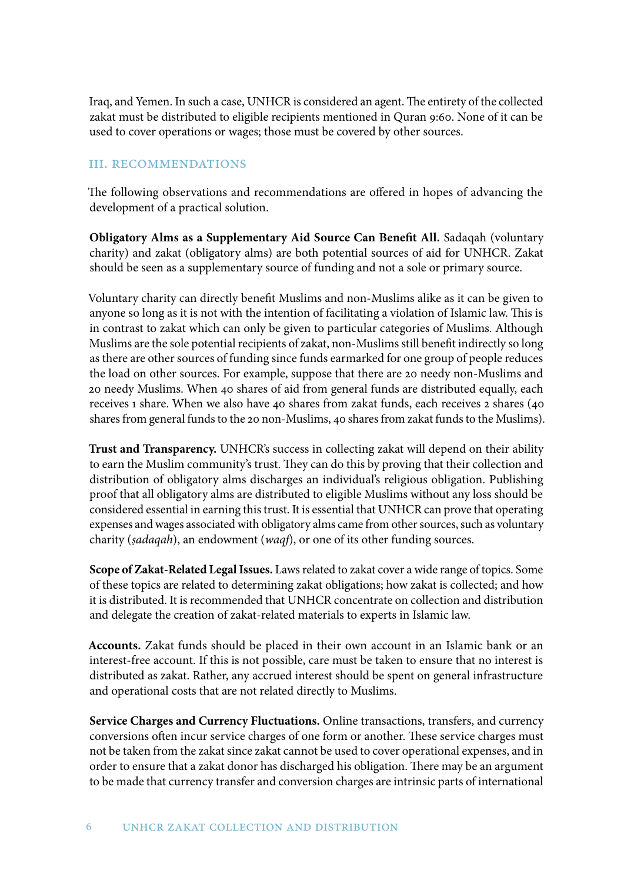Iraq, and Yemen. In such a case, UNHCR is considered an agent. The entirety of the collected zakat must be distributed to eligible recipients mentioned in Quran 9:60. None of it can be used to cover operations or wages; those must be covered by other sources.

## III. RECOMMENDATIONS

The following observations and recommendations are offered in hopes of advancing the development of a practical solution.

**Obligatory Alms as a Supplementary Aid Source Can Benefit All.** Sadaqah (voluntary charity) and zakat (obligatory alms) are both potential sources of aid for UNHCR. Zakat should be seen as a supplementary source of funding and not a sole or primary source.

Voluntary charity can directly benefit Muslims and non-Muslims alike as it can be given to anyone so long as it is not with the intention of facilitating a violation of Islamic law. This is in contrast to zakat which can only be given to particular categories of Muslims. Although Muslims are the sole potential recipients of zakat, non-Muslims still benefit indirectly so long as there are other sources of funding since funds earmarked for one group of people reduces the load on other sources. For example, suppose that there are 20 needy non-Muslims and 20 needy Muslims. When 40 shares of aid from general funds are distributed equally, each receives 1 share. When we also have 40 shares from zakat funds, each receives 2 shares (40 shares from general funds to the 20 non-Muslims, 40 shares from zakat funds to the Muslims).

**Trust and Transparency.** UNHCR's success in collecting zakat will depend on their ability to earn the Muslim community's trust. They can do this by proving that their collection and distribution of obligatory alms discharges an individual's religious obligation. Publishing proof that all obligatory alms are distributed to eligible Muslims without any loss should be considered essential in earning this trust. It is essential that UNHCR can prove that operating expenses and wages associated with obligatory alms came from other sources, such as voluntary charity (*ṣadaqah*), an endowment (*waqf*), or one of its other funding sources.

**Scope of Zakat-Related Legal Issues.** Laws related to zakat cover a wide range of topics. Some of these topics are related to determining zakat obligations; how zakat is collected; and how it is distributed. It is recommended that UNHCR concentrate on collection and distribution and delegate the creation of zakat-related materials to experts in Islamic law.

**Accounts.** Zakat funds should be placed in their own account in an Islamic bank or an interest-free account. If this is not possible, care must be taken to ensure that no interest is distributed as zakat. Rather, any accrued interest should be spent on general infrastructure and operational costs that are not related directly to Muslims.

**Service Charges and Currency Fluctuations.** Online transactions, transfers, and currency conversions often incur service charges of one form or another. These service charges must not be taken from the zakat since zakat cannot be used to cover operational expenses, and in order to ensure that a zakat donor has discharged his obligation. There may be an argument to be made that currency transfer and conversion charges are intrinsic parts of international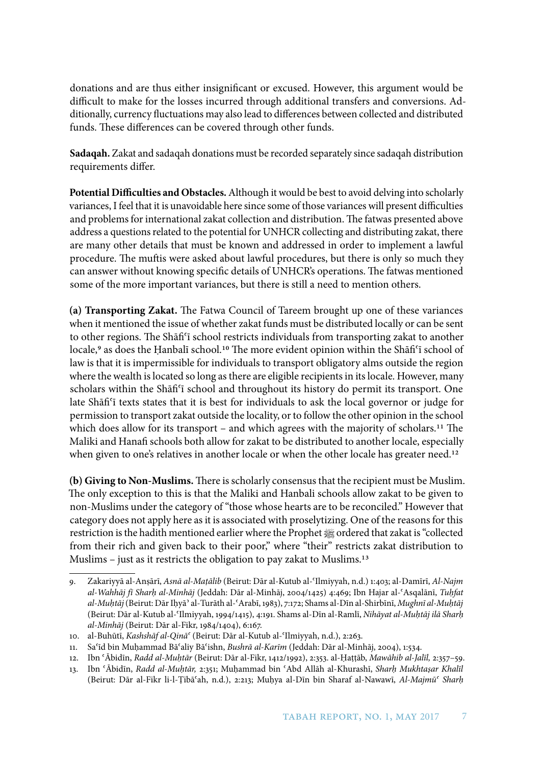donations and are thus either insignificant or excused. However, this argument would be difficult to make for the losses incurred through additional transfers and conversions. Additionally, currency fluctuations may also lead to differences between collected and distributed funds. These differences can be covered through other funds.

**Sadaqah.** Zakat and sadaqah donations must be recorded separately since sadaqah distribution requirements differ.

**Potential Difficulties and Obstacles.** Although it would be best to avoid delving into scholarly variances, I feel that it is unavoidable here since some of those variances will present difficulties and problems for international zakat collection and distribution. The fatwas presented above address a questions related to the potential for UNHCR collecting and distributing zakat, there are many other details that must be known and addressed in order to implement a lawful procedure. The muftis were asked about lawful procedures, but there is only so much they can answer without knowing specific details of UNHCR's operations. The fatwas mentioned some of the more important variances, but there is still a need to mention others.

**(a) Transporting Zakat.** The Fatwa Council of Tareem brought up one of these variances when it mentioned the issue of whether zakat funds must be distributed locally or can be sent to other regions. The Shāfiʿī school restricts individuals from transporting zakat to another locale,[9] as does the Ḥanbalī school.[10] The more evident opinion within the Shāfiʿī school of law is that it is impermissible for individuals to transport obligatory alms outside the region where the wealth is located so long as there are eligible recipients in its locale. However, many scholars within the Shāfiʿī school and throughout its history do permit its transport. One late Shāfiʿī texts states that it is best for individuals to ask the local governor or judge for permission to transport zakat outside the locality, or to follow the other opinion in the school which does allow for its transport – and which agrees with the majority of scholars.[11] The Maliki and Hanafi schools both allow for zakat to be distributed to another locale, especially when given to one's relatives in another locale or when the other locale has greater need.[12]

**(b) Giving to Non-Muslims.** There is scholarly consensus that the recipient must be Muslim. The only exception to this is that the Maliki and Hanbali schools allow zakat to be given to non-Muslims under the category of "those whose hearts are to be reconciled." However that category does not apply here as it is associated with proselytizing. One of the reasons for this restriction is the hadith mentioned earlier where the Prophet ﷺ ordered that zakat is "collected from their rich and given back to their poor," where "their" restricts zakat distribution to Muslims – just as it restricts the obligation to pay zakat to Muslims.[13]

---

9. Zakariyyā al-Anṣārī, *Asnā al-Maṭālib* (Beirut: Dār al-Kutub al-ʿIlmiyyah, n.d.) 1:403; al-Damīrī, *Al-Najm al-Wahhāj fī Sharḥ al-Minhāj* (Jeddah: Dār al-Minhāj, 2004/1425) 4:469; Ibn Hajar al-ʿAsqalānī, *Tuḥfat al-Muḥtāj* (Beirut: Dār Iḥyāʾ al-Turāth al-ʿArabī, 1983), 7:172; Shams al-Dīn al-Shirbīnī, *Mughnī al-Muḥtāj* (Beirut: Dār al-Kutub al-ʿIlmiyyah, 1994/1415), 4:191. Shams al-Dīn al-Ramlī, *Nihāyat al-Muḥtāj ilā Sharḥ al-Minhāj* (Beirut: Dār al-Fikr, 1984/1404), 6:167.
10. al-Buhūtī, *Kashshāf al-Qināʿ* (Beirut: Dār al-Kutub al-ʿIlmiyyah, n.d.), 2:263.
11. Saʿīd bin Muḥammad Bāʿaliy Bāʿishn, *Bushrā al-Karīm* (Jeddah: Dār al-Minhāj, 2004), 1:534.
12. Ibn ʿĀbidīn, *Radd al-Muḥtār* (Beirut: Dār al-Fikr, 1412/1992), 2:353. al-Ḥaṭṭāb, *Mawāhib al-Jalīl,* 2:357–59.
13. Ibn ʿĀbidīn, *Radd al-Muḥtār,* 2:351; Muḥammad bin ʿAbd Allāh al-Khurashī, *Sharḥ Mukhtaṣar Khalīl* (Beirut: Dār al-Fikr li-l-Ṭibāʿah, n.d.), 2:213; Muḥya al-Dīn bin Sharaf al-Nawawī, *Al-Majmūʿ Sharḥ*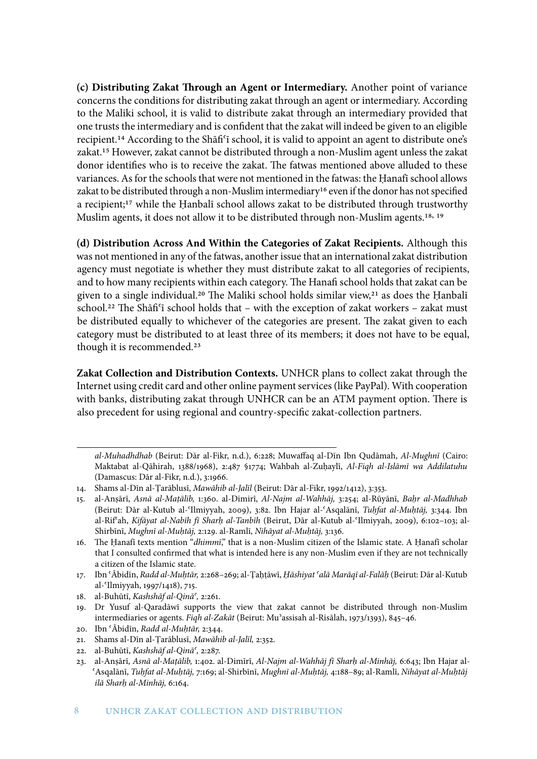**(c) Distributing Zakat Through an Agent or Intermediary.** Another point of variance concerns the conditions for distributing zakat through an agent or intermediary. According to the Maliki school, it is valid to distribute zakat through an intermediary provided that one trusts the intermediary and is confident that the zakat will indeed be given to an eligible recipient.[14] According to the Shāfiʿī school, it is valid to appoint an agent to distribute one's zakat.[15] However, zakat cannot be distributed through a non-Muslim agent unless the zakat donor identifies who is to receive the zakat. The fatwas mentioned above alluded to these variances. As for the schools that were not mentioned in the fatwas: the Ḥanafī school allows zakat to be distributed through a non-Muslim intermediary[16] even if the donor has not specified a recipient;[17] while the Ḥanbalī school allows zakat to be distributed through trustworthy Muslim agents, it does not allow it to be distributed through non-Muslim agents.[18, 19]

**(d) Distribution Across And Within the Categories of Zakat Recipients.** Although this was not mentioned in any of the fatwas, another issue that an international zakat distribution agency must negotiate is whether they must distribute zakat to all categories of recipients, and to how many recipients within each category. The Hanafi school holds that zakat can be given to a single individual.[20] The Maliki school holds similar view,[21] as does the Ḥanbalī school.[22] The Shāfiʿī school holds that – with the exception of zakat workers – zakat must be distributed equally to whichever of the categories are present. The zakat given to each category must be distributed to at least three of its members; it does not have to be equal, though it is recommended.[23]

**Zakat Collection and Distribution Contexts.** UNHCR plans to collect zakat through the Internet using credit card and other online payment services (like PayPal). With cooperation with banks, distributing zakat through UNHCR can be an ATM payment option. There is also precedent for using regional and country-specific zakat-collection partners.

---

*al-Muhadhdhab* (Beirut: Dār al-Fikr, n.d.), 6:228; Muwaffaq al-Dīn Ibn Qudāmah, *Al-Mughnī* (Cairo: Maktabat al-Qāhirah, 1388/1968), 2:487 §1774; Wahbah al-Zuḥaylī, *Al-Fiqh al-Islāmī wa Addilatuhu* (Damascus: Dār al-Fikr, n.d.), 3:1966.

14. Shams al-Dīn al-Ṭarāblusī, *Mawāhib al-Jalīl* (Beirut: Dār al-Fikr, 1992/1412), 3:353.
15. al-Anṣārī, *Asnā al-Maṭālib,* 1:360. al-Dimirī, *Al-Najm al-Wahhāj,* 3:254; al-Rūyānī, *Baḥr al-Madhhab* (Beirut: Dār al-Kutub al-ʿIlmiyyah, 2009), 3:82. Ibn Hajar al-ʿAsqalānī, *Tuḥfat al-Muḥtāj,* 3:344. Ibn al-Rifʿah, *Kifāyat al-Nabīh fī Sharḥ al-Tanbīh* (Beirut, Dār al-Kutub al-ʿIlmiyyah, 2009), 6:102–103; al-Shirbīnī, *Mughnī al-Muḥtāj,* 2:129. al-Ramlī, *Nihāyat al-Muḥtāj,* 3:136.
16. The Ḥanafī texts mention "*dhimmī*," that is a non-Muslim citizen of the Islamic state. A Ḥanafī scholar that I consulted confirmed that what is intended here is any non-Muslim even if they are not technically a citizen of the Islamic state.
17. Ibn ʿĀbidīn, *Radd al-Muḥtār,* 2:268–269; al-Ṭaḥṭāwī, *Ḥāshiyat ʿalā Marāqī al-Falāḥ* (Beirut: Dār al-Kutub al-ʿIlmiyyah, 1997/1418), 715.
18. al-Buhūtī, *Kashshāf al-Qināʿ,* 2:261.
19. Dr Yusuf al-Qaradāwī supports the view that zakat cannot be distributed through non-Muslim intermediaries or agents. *Fiqh al-Zakāt* (Beirut: Muʾassisah al-Risālah, 1973/1393), 845–46.
20. Ibn ʿĀbidīn, *Radd al-Muḥtār,* 2:344.
21. Shams al-Dīn al-Ṭarāblusī, *Mawāhib al-Jalīl,* 2:352.
22. al-Buhūtī, *Kashshāf al-Qināʿ,* 2:287.
23. al-Anṣārī, *Asnā al-Maṭālib,* 1:402. al-Dimīrī, *Al-Najm al-Wahhāj fī Sharḥ al-Minhāj,* 6:643; Ibn Hajar al-ʿAsqalānī, *Tuḥfat al-Muḥtāj,* 7:169; al-Shirbīnī, *Mughnī al-Muḥtāj,* 4:188–89; al-Ramlī, *Nihāyat al-Muḥtāj ilā Sharḥ al-Minhāj,* 6:164.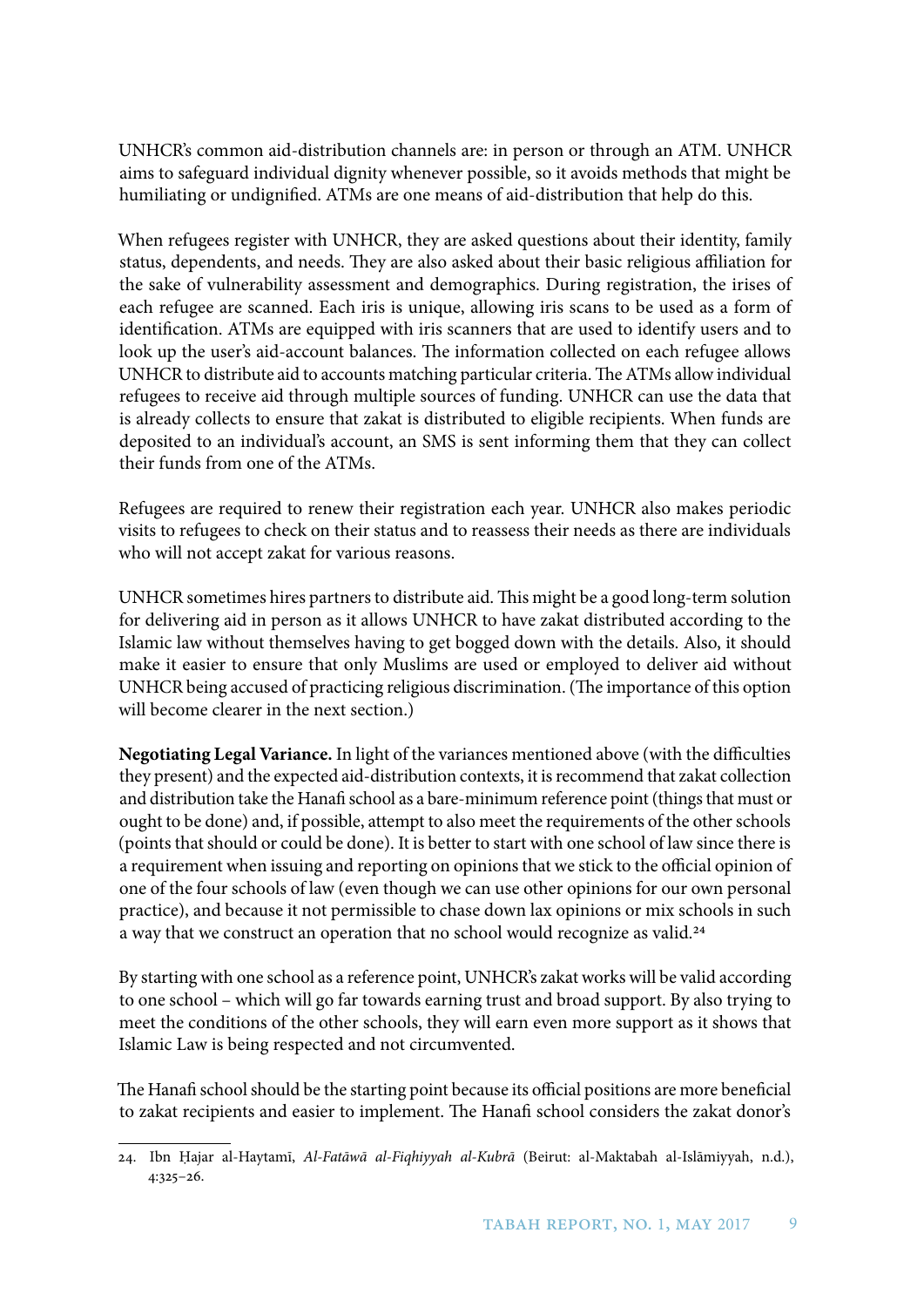UNHCR's common aid-distribution channels are: in person or through an ATM. UNHCR aims to safeguard individual dignity whenever possible, so it avoids methods that might be humiliating or undignified. ATMs are one means of aid-distribution that help do this.

When refugees register with UNHCR, they are asked questions about their identity, family status, dependents, and needs. They are also asked about their basic religious affiliation for the sake of vulnerability assessment and demographics. During registration, the irises of each refugee are scanned. Each iris is unique, allowing iris scans to be used as a form of identification. ATMs are equipped with iris scanners that are used to identify users and to look up the user's aid-account balances. The information collected on each refugee allows UNHCR to distribute aid to accounts matching particular criteria. The ATMs allow individual refugees to receive aid through multiple sources of funding. UNHCR can use the data that is already collects to ensure that zakat is distributed to eligible recipients. When funds are deposited to an individual's account, an SMS is sent informing them that they can collect their funds from one of the ATMs.

Refugees are required to renew their registration each year. UNHCR also makes periodic visits to refugees to check on their status and to reassess their needs as there are individuals who will not accept zakat for various reasons.

UNHCR sometimes hires partners to distribute aid. This might be a good long-term solution for delivering aid in person as it allows UNHCR to have zakat distributed according to the Islamic law without themselves having to get bogged down with the details. Also, it should make it easier to ensure that only Muslims are used or employed to deliver aid without UNHCR being accused of practicing religious discrimination. (The importance of this option will become clearer in the next section.)

**Negotiating Legal Variance.** In light of the variances mentioned above (with the difficulties they present) and the expected aid-distribution contexts, it is recommend that zakat collection and distribution take the Hanafi school as a bare-minimum reference point (things that must or ought to be done) and, if possible, attempt to also meet the requirements of the other schools (points that should or could be done). It is better to start with one school of law since there is a requirement when issuing and reporting on opinions that we stick to the official opinion of one of the four schools of law (even though we can use other opinions for our own personal practice), and because it not permissible to chase down lax opinions or mix schools in such a way that we construct an operation that no school would recognize as valid.[24]

By starting with one school as a reference point, UNHCR's zakat works will be valid according to one school – which will go far towards earning trust and broad support. By also trying to meet the conditions of the other schools, they will earn even more support as it shows that Islamic Law is being respected and not circumvented.

The Hanafi school should be the starting point because its official positions are more beneficial to zakat recipients and easier to implement. The Hanafi school considers the zakat donor's

24. Ibn Ḥajar al-Haytamī, *Al-Fatāwā al-Fiqhiyyah al-Kubrā* (Beirut: al-Maktabah al-Islāmiyyah, n.d.), 4:325–26.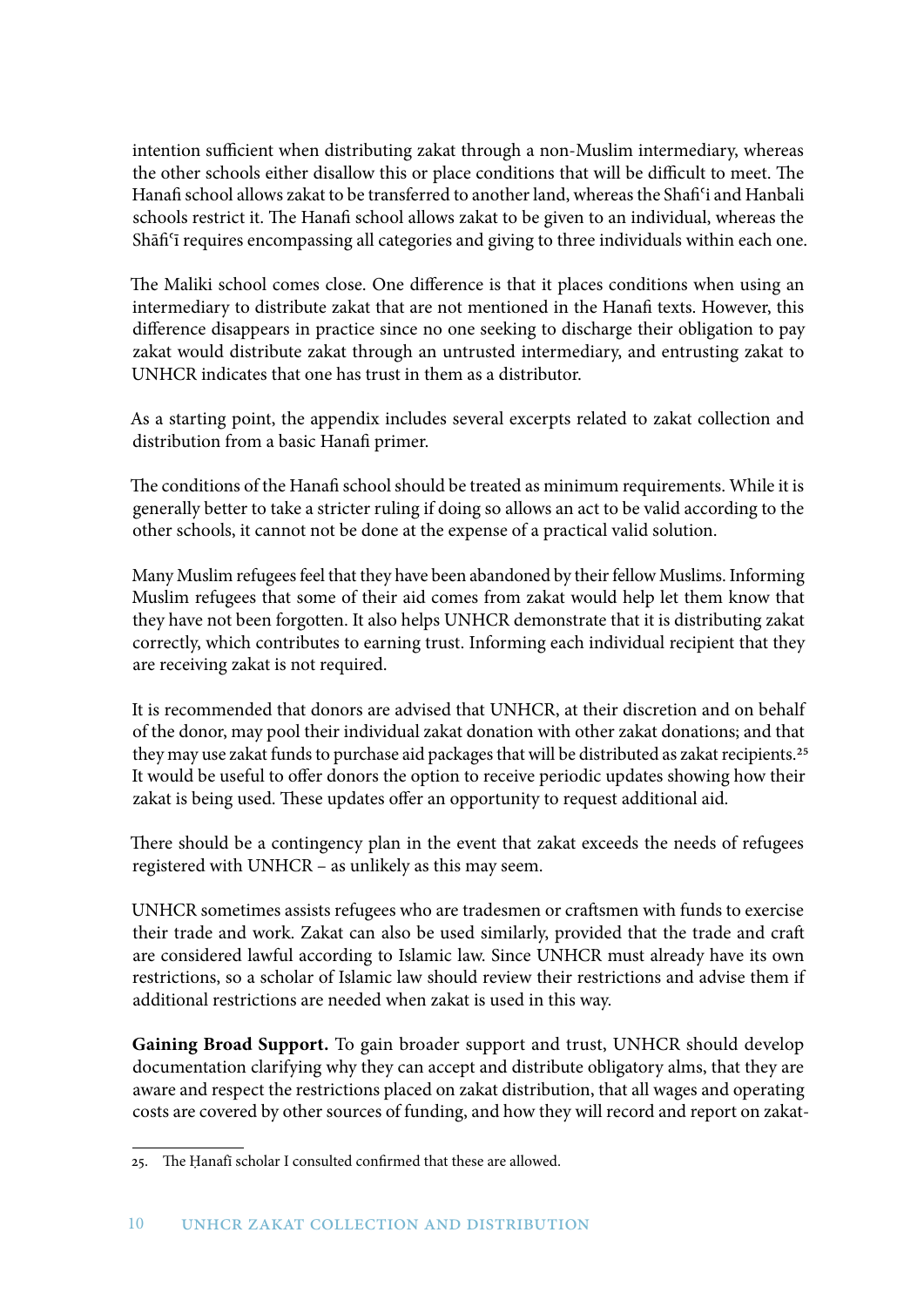intention sufficient when distributing zakat through a non-Muslim intermediary, whereas the other schools either disallow this or place conditions that will be difficult to meet. The Hanafi school allows zakat to be transferred to another land, whereas the Shafiʿi and Hanbali schools restrict it. The Hanafi school allows zakat to be given to an individual, whereas the Shāfiʿī requires encompassing all categories and giving to three individuals within each one.

The Maliki school comes close. One difference is that it places conditions when using an intermediary to distribute zakat that are not mentioned in the Hanafi texts. However, this difference disappears in practice since no one seeking to discharge their obligation to pay zakat would distribute zakat through an untrusted intermediary, and entrusting zakat to UNHCR indicates that one has trust in them as a distributor.

As a starting point, the appendix includes several excerpts related to zakat collection and distribution from a basic Hanafi primer.

The conditions of the Hanafi school should be treated as minimum requirements. While it is generally better to take a stricter ruling if doing so allows an act to be valid according to the other schools, it cannot not be done at the expense of a practical valid solution.

Many Muslim refugees feel that they have been abandoned by their fellow Muslims. Informing Muslim refugees that some of their aid comes from zakat would help let them know that they have not been forgotten. It also helps UNHCR demonstrate that it is distributing zakat correctly, which contributes to earning trust. Informing each individual recipient that they are receiving zakat is not required.

It is recommended that donors are advised that UNHCR, at their discretion and on behalf of the donor, may pool their individual zakat donation with other zakat donations; and that they may use zakat funds to purchase aid packages that will be distributed as zakat recipients.[25] It would be useful to offer donors the option to receive periodic updates showing how their zakat is being used. These updates offer an opportunity to request additional aid.

There should be a contingency plan in the event that zakat exceeds the needs of refugees registered with UNHCR – as unlikely as this may seem.

UNHCR sometimes assists refugees who are tradesmen or craftsmen with funds to exercise their trade and work. Zakat can also be used similarly, provided that the trade and craft are considered lawful according to Islamic law. Since UNHCR must already have its own restrictions, so a scholar of Islamic law should review their restrictions and advise them if additional restrictions are needed when zakat is used in this way.

**Gaining Broad Support.** To gain broader support and trust, UNHCR should develop documentation clarifying why they can accept and distribute obligatory alms, that they are aware and respect the restrictions placed on zakat distribution, that all wages and operating costs are covered by other sources of funding, and how they will record and report on zakat-

---

25. The Ḥanafī scholar I consulted confirmed that these are allowed.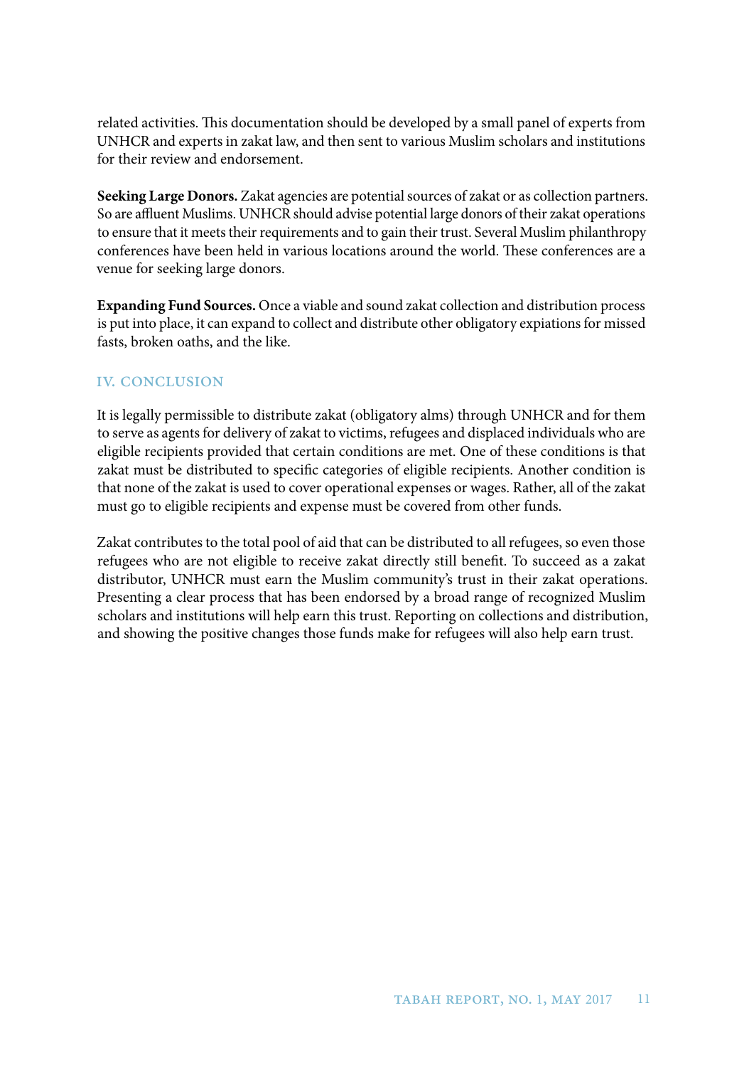related activities. This documentation should be developed by a small panel of experts from UNHCR and experts in zakat law, and then sent to various Muslim scholars and institutions for their review and endorsement.

**Seeking Large Donors.** Zakat agencies are potential sources of zakat or as collection partners. So are affluent Muslims. UNHCR should advise potential large donors of their zakat operations to ensure that it meets their requirements and to gain their trust. Several Muslim philanthropy conferences have been held in various locations around the world. These conferences are a venue for seeking large donors.

**Expanding Fund Sources.** Once a viable and sound zakat collection and distribution process is put into place, it can expand to collect and distribute other obligatory expiations for missed fasts, broken oaths, and the like.

## IV. CONCLUSION

It is legally permissible to distribute zakat (obligatory alms) through UNHCR and for them to serve as agents for delivery of zakat to victims, refugees and displaced individuals who are eligible recipients provided that certain conditions are met. One of these conditions is that zakat must be distributed to specific categories of eligible recipients. Another condition is that none of the zakat is used to cover operational expenses or wages. Rather, all of the zakat must go to eligible recipients and expense must be covered from other funds.

Zakat contributes to the total pool of aid that can be distributed to all refugees, so even those refugees who are not eligible to receive zakat directly still benefit. To succeed as a zakat distributor, UNHCR must earn the Muslim community's trust in their zakat operations. Presenting a clear process that has been endorsed by a broad range of recognized Muslim scholars and institutions will help earn this trust. Reporting on collections and distribution, and showing the positive changes those funds make for refugees will also help earn trust.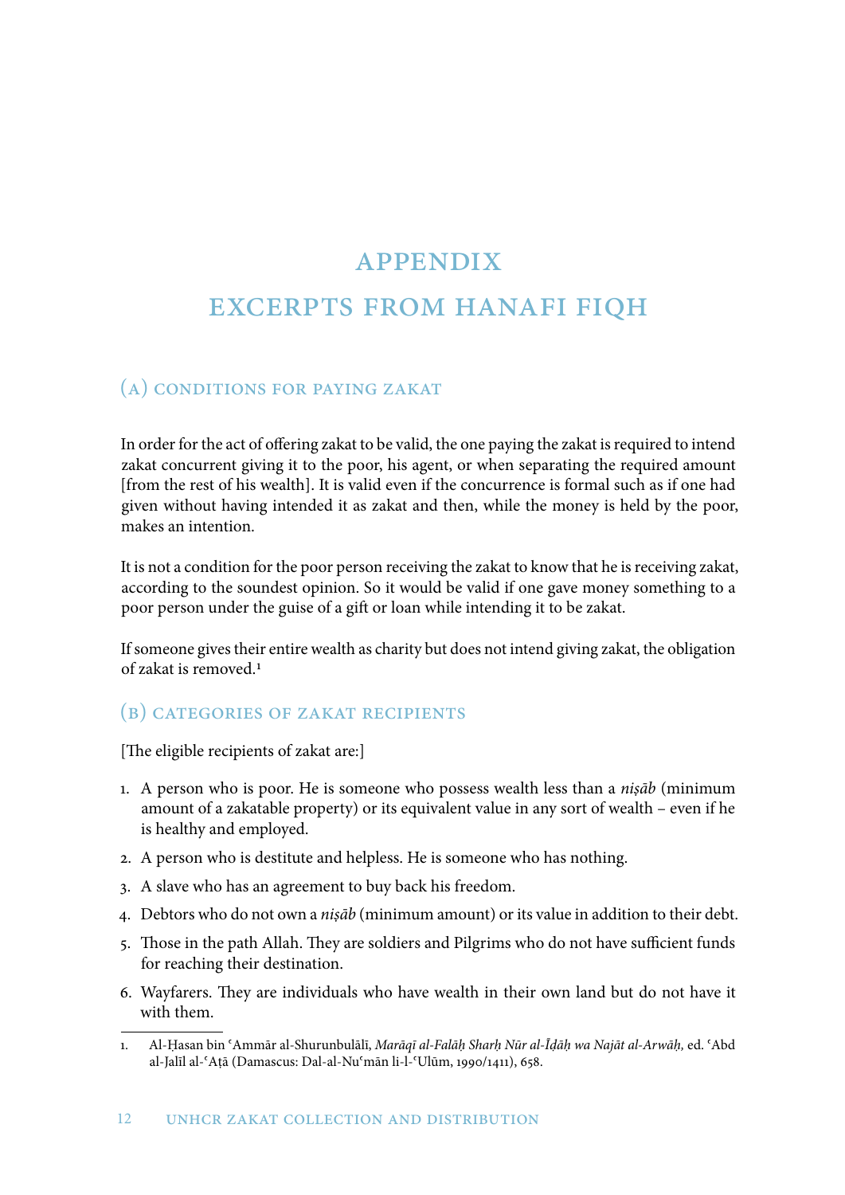# APPENDIX

# EXCERPTS FROM HANAFI FIQH

## (A) CONDITIONS FOR PAYING ZAKAT

In order for the act of offering zakat to be valid, the one paying the zakat is required to intend zakat concurrent giving it to the poor, his agent, or when separating the required amount [from the rest of his wealth]. It is valid even if the concurrence is formal such as if one had given without having intended it as zakat and then, while the money is held by the poor, makes an intention.

It is not a condition for the poor person receiving the zakat to know that he is receiving zakat, according to the soundest opinion. So it would be valid if one gave money something to a poor person under the guise of a gift or loan while intending it to be zakat.

If someone gives their entire wealth as charity but does not intend giving zakat, the obligation of zakat is removed.[1]

## (B) CATEGORIES OF ZAKAT RECIPIENTS

[The eligible recipients of zakat are:]

1. A person who is poor. He is someone who possess wealth less than a *niṣāb* (minimum amount of a zakatable property) or its equivalent value in any sort of wealth – even if he is healthy and employed.
2. A person who is destitute and helpless. He is someone who has nothing.
3. A slave who has an agreement to buy back his freedom.
4. Debtors who do not own a *niṣāb* (minimum amount) or its value in addition to their debt.
5. Those in the path Allah. They are soldiers and Pilgrims who do not have sufficient funds for reaching their destination.
6. Wayfarers. They are individuals who have wealth in their own land but do not have it with them.

---

1. Al-Ḥasan bin ʿAmmār al-Shurunbulālī, *Marāqī al-Falāḥ Sharḥ Nūr al-Īḍāḥ wa Najāt al-Arwāḥ,* ed. ʿAbd al-Jalīl al-ʿAṭā (Damascus: Dal-al-Nuʿmān li-l-ʿUlūm, 1990/1411), 658.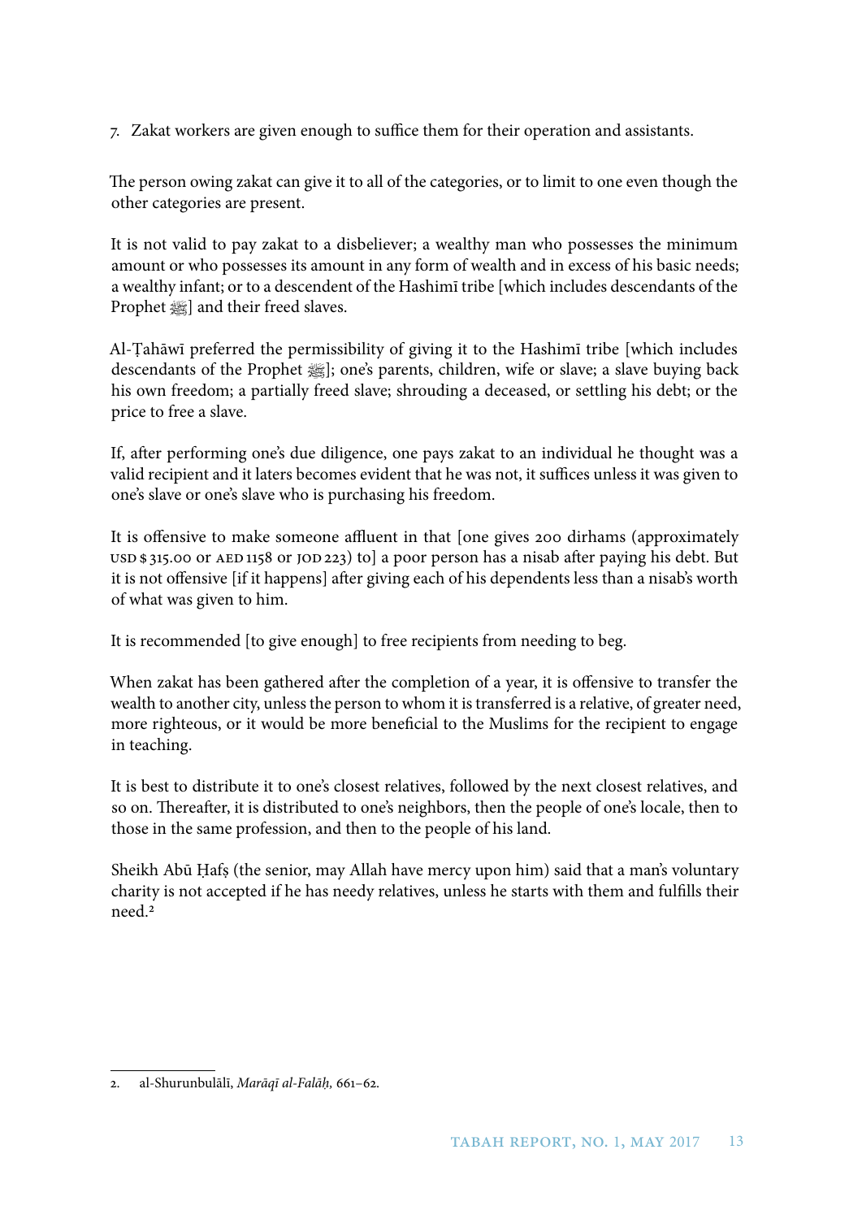7. Zakat workers are given enough to suffice them for their operation and assistants.

The person owing zakat can give it to all of the categories, or to limit to one even though the other categories are present.

It is not valid to pay zakat to a disbeliever; a wealthy man who possesses the minimum amount or who possesses its amount in any form of wealth and in excess of his basic needs; a wealthy infant; or to a descendent of the Hashimī tribe [which includes descendants of the Prophet ﷺ] and their freed slaves.

Al-Ṭahāwī preferred the permissibility of giving it to the Hashimī tribe [which includes descendants of the Prophet ﷺ]; one's parents, children, wife or slave; a slave buying back his own freedom; a partially freed slave; shrouding a deceased, or settling his debt; or the price to free a slave.

If, after performing one's due diligence, one pays zakat to an individual he thought was a valid recipient and it laters becomes evident that he was not, it suffices unless it was given to one's slave or one's slave who is purchasing his freedom.

It is offensive to make someone affluent in that [one gives 200 dirhams (approximately USD $315.00 or AED 1158 or JOD 223) to] a poor person has a nisab after paying his debt. But it is not offensive [if it happens] after giving each of his dependents less than a nisab's worth of what was given to him.

It is recommended [to give enough] to free recipients from needing to beg.

When zakat has been gathered after the completion of a year, it is offensive to transfer the wealth to another city, unless the person to whom it is transferred is a relative, of greater need, more righteous, or it would be more beneficial to the Muslims for the recipient to engage in teaching.

It is best to distribute it to one's closest relatives, followed by the next closest relatives, and so on. Thereafter, it is distributed to one's neighbors, then the people of one's locale, then to those in the same profession, and then to the people of his land.

Sheikh Abū Ḥafṣ (the senior, may Allah have mercy upon him) said that a man's voluntary charity is not accepted if he has needy relatives, unless he starts with them and fulfills their need.[2]

---

2. al-Shurunbulālī, *Marāqī al-Falāḥ,* 661–62.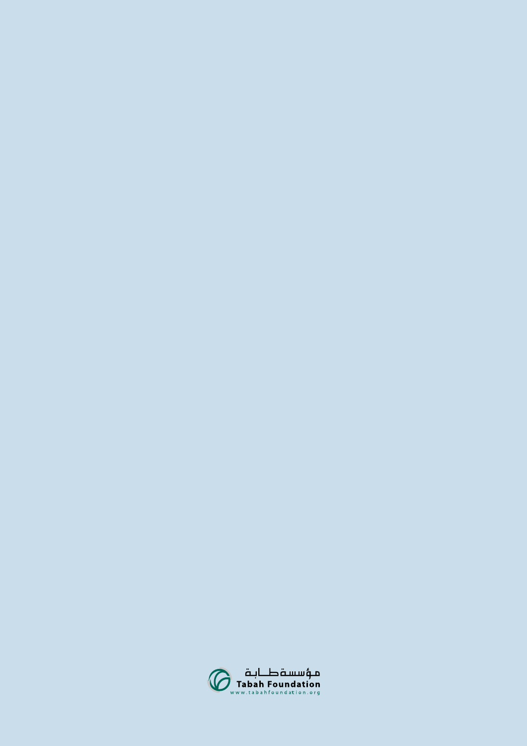مؤسسة طابة

**Tabah Foundation**

www.tabahfoundation.org